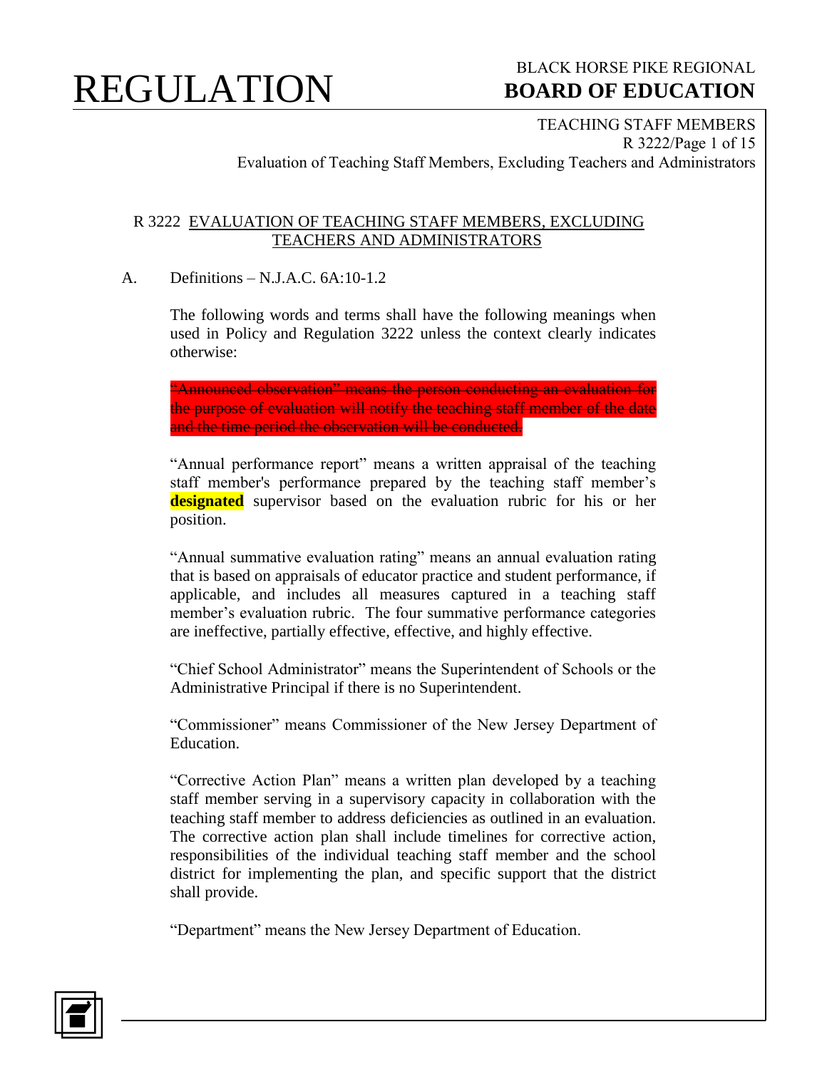# REGULATION

BLACK HORSE PIKE REGIONAL
**BOARD OF EDUCATION**

TEACHING STAFF MEMBERS
R 3222/Page 1 of 15
Evaluation of Teaching Staff Members, Excluding Teachers and Administrators

## R 3222 EVALUATION OF TEACHING STAFF MEMBERS, EXCLUDING TEACHERS AND ADMINISTRATORS

A. Definitions – N.J.A.C. 6A:10-1.2

The following words and terms shall have the following meanings when used in Policy and Regulation 3222 unless the context clearly indicates otherwise:

~~"Announced observation" means the person conducting an evaluation for the purpose of evaluation will notify the teaching staff member of the date and the time period the observation will be conducted.~~

"Annual performance report" means a written appraisal of the teaching staff member's performance prepared by the teaching staff member's **designated** supervisor based on the evaluation rubric for his or her position.

"Annual summative evaluation rating" means an annual evaluation rating that is based on appraisals of educator practice and student performance, if applicable, and includes all measures captured in a teaching staff member's evaluation rubric. The four summative performance categories are ineffective, partially effective, effective, and highly effective.

"Chief School Administrator" means the Superintendent of Schools or the Administrative Principal if there is no Superintendent.

"Commissioner" means Commissioner of the New Jersey Department of Education.

"Corrective Action Plan" means a written plan developed by a teaching staff member serving in a supervisory capacity in collaboration with the teaching staff member to address deficiencies as outlined in an evaluation. The corrective action plan shall include timelines for corrective action, responsibilities of the individual teaching staff member and the school district for implementing the plan, and specific support that the district shall provide.

"Department" means the New Jersey Department of Education.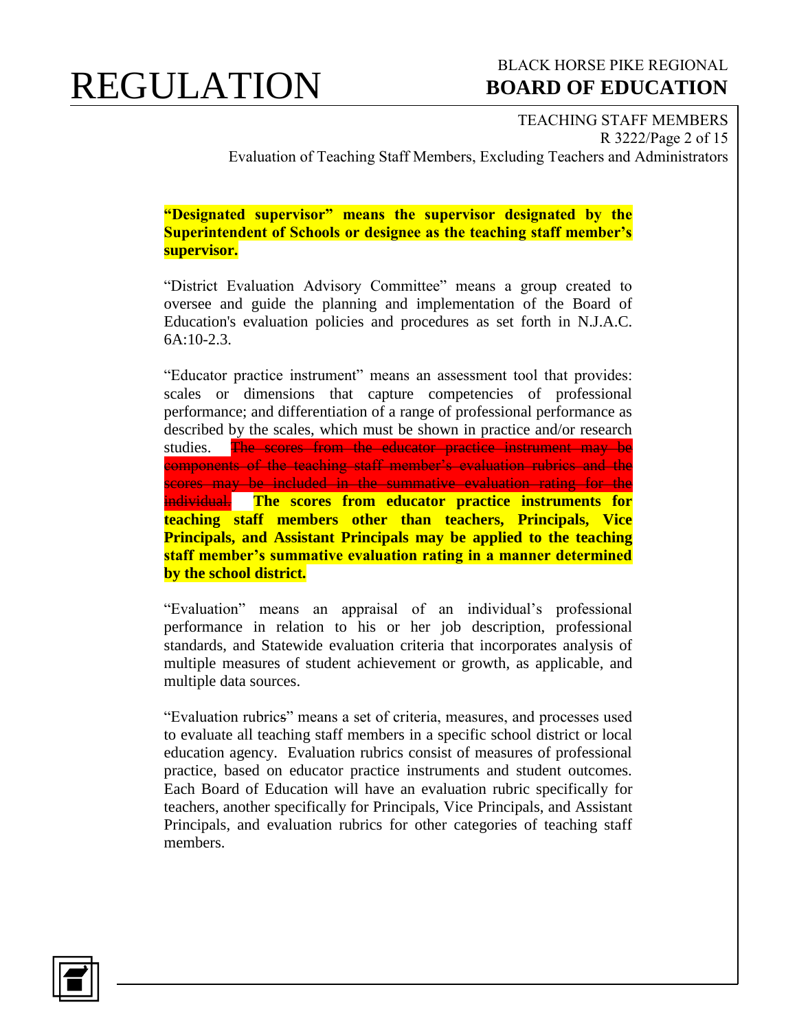**"Designated supervisor" means the supervisor designated by the Superintendent of Schools or designee as the teaching staff member's supervisor.**

"District Evaluation Advisory Committee" means a group created to oversee and guide the planning and implementation of the Board of Education's evaluation policies and procedures as set forth in N.J.A.C. 6A:10-2.3.

"Educator practice instrument" means an assessment tool that provides: scales or dimensions that capture competencies of professional performance; and differentiation of a range of professional performance as described by the scales, which must be shown in practice and/or research studies. ~~The scores from the educator practice instrument may be components of the teaching staff member's evaluation rubrics and the scores may be included in the summative evaluation rating for the individual.~~ **The scores from educator practice instruments for teaching staff members other than teachers, Principals, Vice Principals, and Assistant Principals may be applied to the teaching staff member's summative evaluation rating in a manner determined by the school district.**

"Evaluation" means an appraisal of an individual's professional performance in relation to his or her job description, professional standards, and Statewide evaluation criteria that incorporates analysis of multiple measures of student achievement or growth, as applicable, and multiple data sources.

"Evaluation rubrics" means a set of criteria, measures, and processes used to evaluate all teaching staff members in a specific school district or local education agency. Evaluation rubrics consist of measures of professional practice, based on educator practice instruments and student outcomes. Each Board of Education will have an evaluation rubric specifically for teachers, another specifically for Principals, Vice Principals, and Assistant Principals, and evaluation rubrics for other categories of teaching staff members.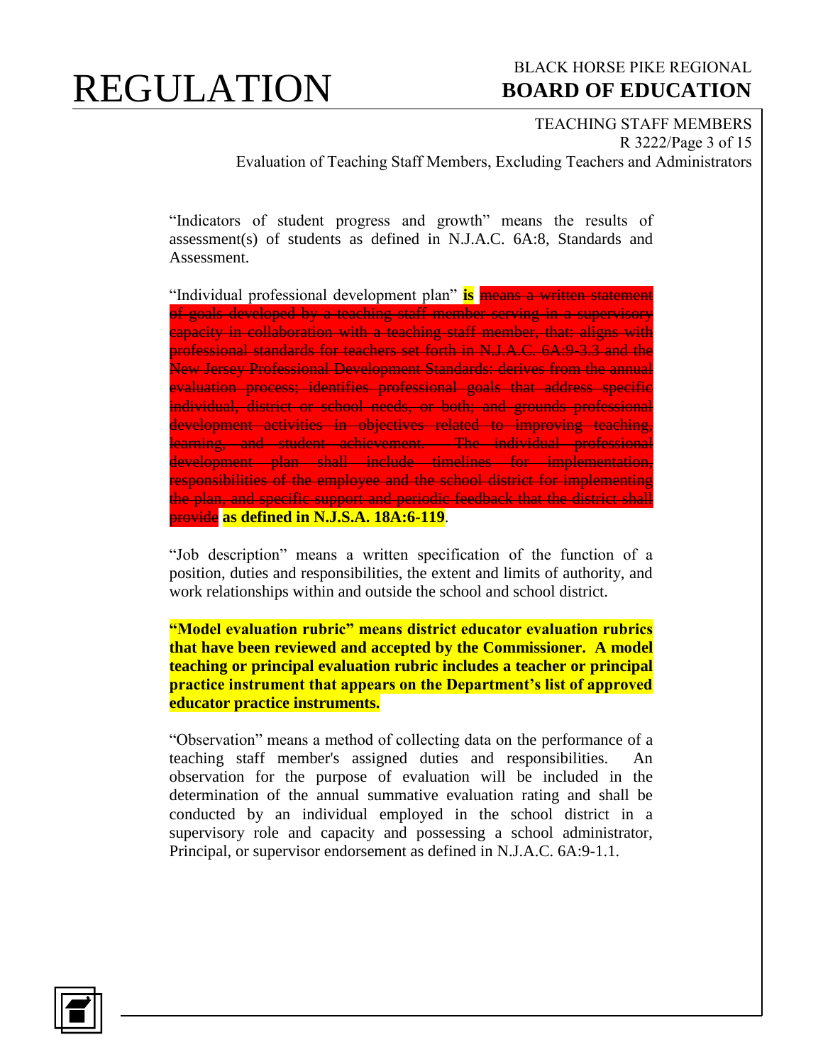"Indicators of student progress and growth" means the results of assessment(s) of students as defined in N.J.A.C. 6A:8, Standards and Assessment.

"Individual professional development plan" **is** ~~means a written statement of goals developed by a teaching staff member serving in a supervisory capacity in collaboration with a teaching staff member, that: aligns with professional standards for teachers set forth in N.J.A.C. 6A:9-3.3 and the New Jersey Professional Development Standards: derives from the annual evaluation process; identifies professional goals that address specific individual, district or school needs, or both; and grounds professional development activities in objectives related to improving teaching, learning, and student achievement. The individual professional development plan shall include timelines for implementation, responsibilities of the employee and the school district for implementing the plan, and specific support and periodic feedback that the district shall provide~~ **as defined in N.J.S.A. 18A:6-119**.

"Job description" means a written specification of the function of a position, duties and responsibilities, the extent and limits of authority, and work relationships within and outside the school and school district.

**"Model evaluation rubric" means district educator evaluation rubrics that have been reviewed and accepted by the Commissioner. A model teaching or principal evaluation rubric includes a teacher or principal practice instrument that appears on the Department's list of approved educator practice instruments.**

"Observation" means a method of collecting data on the performance of a teaching staff member's assigned duties and responsibilities. An observation for the purpose of evaluation will be included in the determination of the annual summative evaluation rating and shall be conducted by an individual employed in the school district in a supervisory role and capacity and possessing a school administrator, Principal, or supervisor endorsement as defined in N.J.A.C. 6A:9-1.1.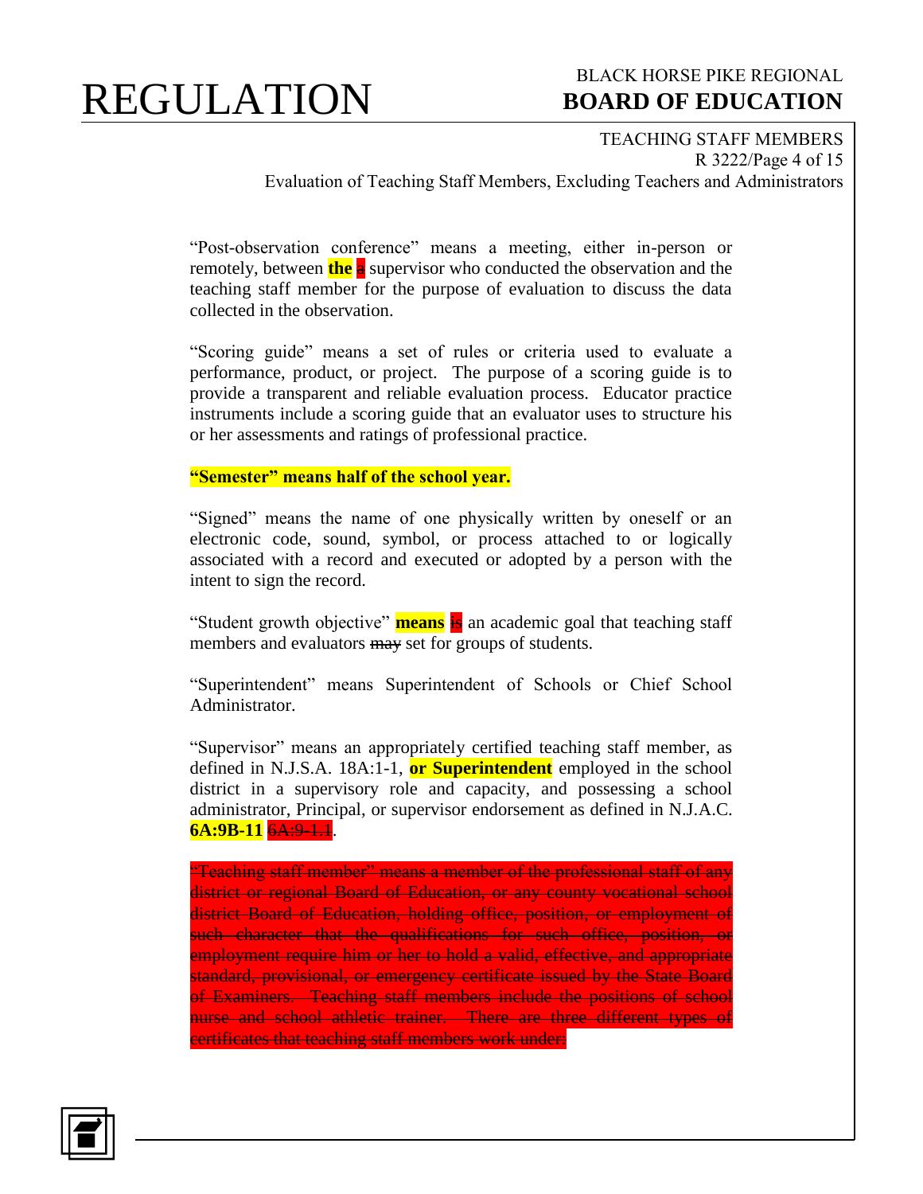"Post-observation conference" means a meeting, either in-person or remotely, between **the** ~~a~~ supervisor who conducted the observation and the teaching staff member for the purpose of evaluation to discuss the data collected in the observation.

"Scoring guide" means a set of rules or criteria used to evaluate a performance, product, or project. The purpose of a scoring guide is to provide a transparent and reliable evaluation process. Educator practice instruments include a scoring guide that an evaluator uses to structure his or her assessments and ratings of professional practice.

**"Semester" means half of the school year.**

"Signed" means the name of one physically written by oneself or an electronic code, sound, symbol, or process attached to or logically associated with a record and executed or adopted by a person with the intent to sign the record.

"Student growth objective" **means** ~~is~~ an academic goal that teaching staff members and evaluators ~~may~~ set for groups of students.

"Superintendent" means Superintendent of Schools or Chief School Administrator.

"Supervisor" means an appropriately certified teaching staff member, as defined in N.J.S.A. 18A:1-1, **or Superintendent** employed in the school district in a supervisory role and capacity, and possessing a school administrator, Principal, or supervisor endorsement as defined in N.J.A.C. **6A:9B-11** ~~6A:9-1.1~~.

~~"Teaching staff member" means a member of the professional staff of any district or regional Board of Education, or any county vocational school district Board of Education, holding office, position, or employment of such character that the qualifications for such office, position, or employment require him or her to hold a valid, effective, and appropriate standard, provisional, or emergency certificate issued by the State Board of Examiners. Teaching staff members include the positions of school nurse and school athletic trainer. There are three different types of certificates that teaching staff members work under:~~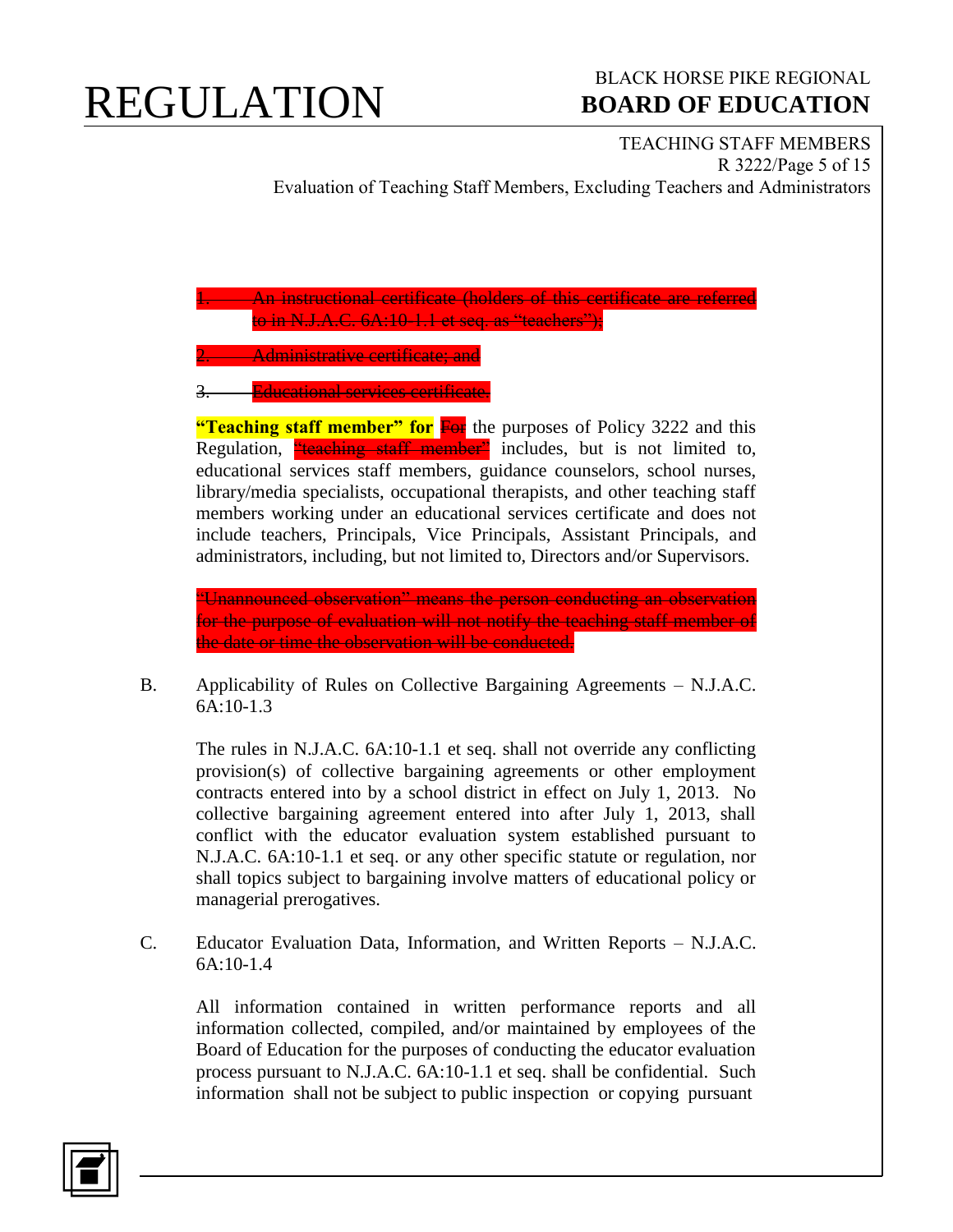1. ~~An instructional certificate (holders of this certificate are referred to in N.J.A.C. 6A:10-1.1 et seq. as "teachers");~~

2. ~~Administrative certificate; and~~

3. ~~Educational services certificate.~~

**"Teaching staff member" for** ~~For~~ the purposes of Policy 3222 and this Regulation, ~~"teaching staff member"~~ includes, but is not limited to, educational services staff members, guidance counselors, school nurses, library/media specialists, occupational therapists, and other teaching staff members working under an educational services certificate and does not include teachers, Principals, Vice Principals, Assistant Principals, and administrators, including, but not limited to, Directors and/or Supervisors.

~~"Unannounced observation" means the person conducting an observation for the purpose of evaluation will not notify the teaching staff member of the date or time the observation will be conducted.~~

B. Applicability of Rules on Collective Bargaining Agreements – N.J.A.C. 6A:10-1.3

The rules in N.J.A.C. 6A:10-1.1 et seq. shall not override any conflicting provision(s) of collective bargaining agreements or other employment contracts entered into by a school district in effect on July 1, 2013. No collective bargaining agreement entered into after July 1, 2013, shall conflict with the educator evaluation system established pursuant to N.J.A.C. 6A:10-1.1 et seq. or any other specific statute or regulation, nor shall topics subject to bargaining involve matters of educational policy or managerial prerogatives.

C. Educator Evaluation Data, Information, and Written Reports – N.J.A.C. 6A:10-1.4

All information contained in written performance reports and all information collected, compiled, and/or maintained by employees of the Board of Education for the purposes of conducting the educator evaluation process pursuant to N.J.A.C. 6A:10-1.1 et seq. shall be confidential. Such information shall not be subject to public inspection or copying pursuant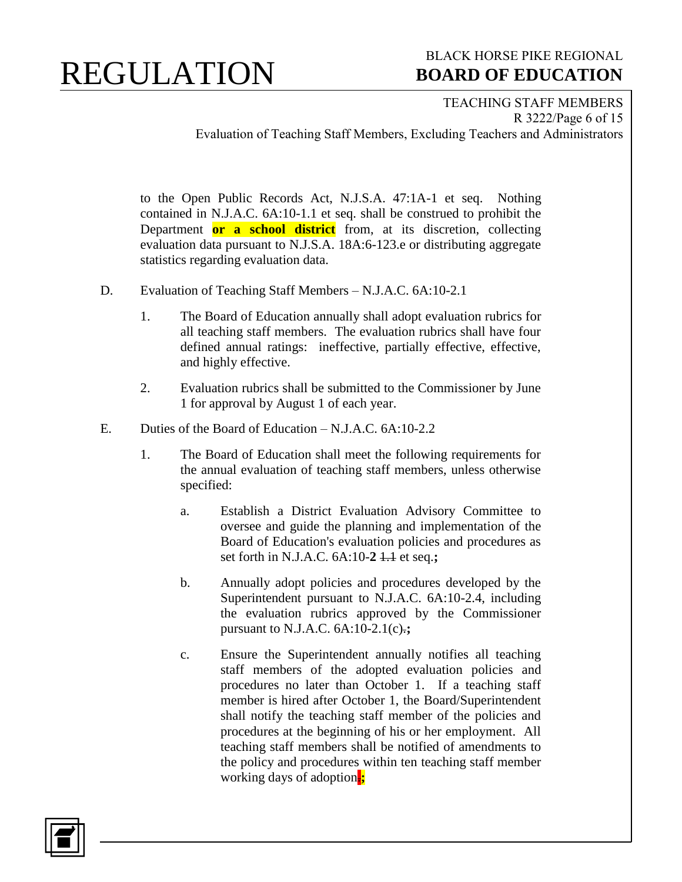to the Open Public Records Act, N.J.S.A. 47:1A-1 et seq. Nothing contained in N.J.A.C. 6A:10-1.1 et seq. shall be construed to prohibit the Department **or a school district** from, at its discretion, collecting evaluation data pursuant to N.J.S.A. 18A:6-123.e or distributing aggregate statistics regarding evaluation data.

D. Evaluation of Teaching Staff Members – N.J.A.C. 6A:10-2.1

1. The Board of Education annually shall adopt evaluation rubrics for all teaching staff members. The evaluation rubrics shall have four defined annual ratings: ineffective, partially effective, effective, and highly effective.

2. Evaluation rubrics shall be submitted to the Commissioner by June 1 for approval by August 1 of each year.

E. Duties of the Board of Education – N.J.A.C. 6A:10-2.2

1. The Board of Education shall meet the following requirements for the annual evaluation of teaching staff members, unless otherwise specified:

   a. Establish a District Evaluation Advisory Committee to oversee and guide the planning and implementation of the Board of Education's evaluation policies and procedures as set forth in N.J.A.C. 6A:10-**2** ~~1.1~~ et seq.**;**

   b. Annually adopt policies and procedures developed by the Superintendent pursuant to N.J.A.C. 6A:10-2.4, including the evaluation rubrics approved by the Commissioner pursuant to N.J.A.C. 6A:10-2.1(c)~~.~~**;**

   c. Ensure the Superintendent annually notifies all teaching staff members of the adopted evaluation policies and procedures no later than October 1. If a teaching staff member is hired after October 1, the Board/Superintendent shall notify the teaching staff member of the policies and procedures at the beginning of his or her employment. All teaching staff members shall be notified of amendments to the policy and procedures within ten teaching staff member working days of adoption~~.~~**;**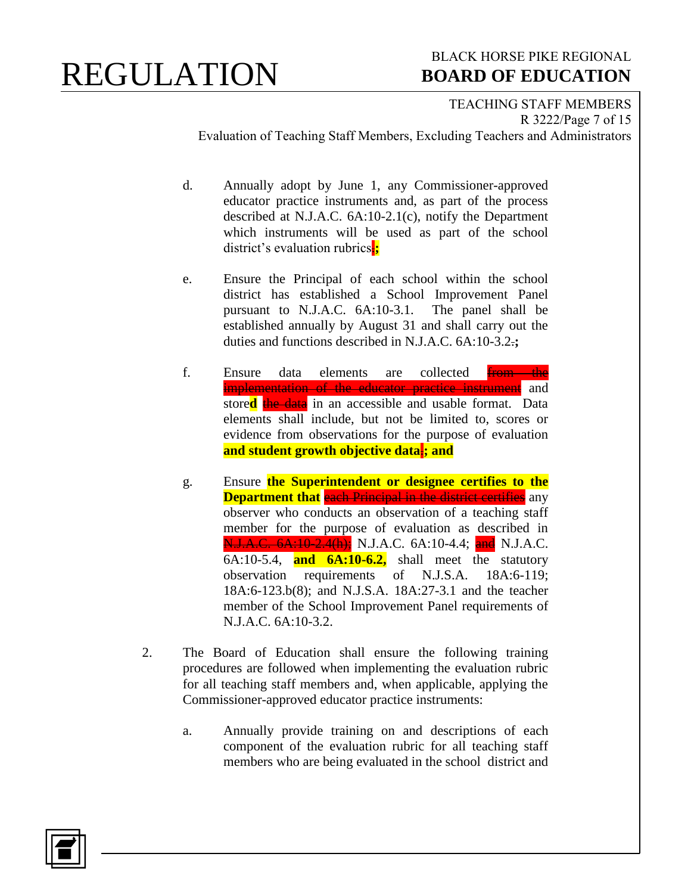d. Annually adopt by June 1, any Commissioner-approved educator practice instruments and, as part of the process described at N.J.A.C. 6A:10-2.1(c), notify the Department which instruments will be used as part of the school district's evaluation rubrics.**;**

e. Ensure the Principal of each school within the school district has established a School Improvement Panel pursuant to N.J.A.C. 6A:10-3.1. The panel shall be established annually by August 31 and shall carry out the duties and functions described in N.J.A.C. 6A:10-3.2.**;**

f. Ensure data elements are collected ~~from the implementation of the educator practice instrument~~ and store**d** ~~the data~~ in an accessible and usable format. Data elements shall include, but not be limited to, scores or evidence from observations for the purpose of evaluation **and student growth objective data**.**; and**

g. Ensure **the Superintendent or designee certifies to the Department that** ~~each Principal in the district certifies~~ any observer who conducts an observation of a teaching staff member for the purpose of evaluation as described in ~~N.J.A.C. 6A:10-2.4(h);~~ N.J.A.C. 6A:10-4.4; ~~and~~ N.J.A.C. 6A:10-5.4, **and 6A:10-6.2,** shall meet the statutory observation requirements of N.J.S.A. 18A:6-119; 18A:6-123.b(8); and N.J.S.A. 18A:27-3.1 and the teacher member of the School Improvement Panel requirements of N.J.A.C. 6A:10-3.2.

2. The Board of Education shall ensure the following training procedures are followed when implementing the evaluation rubric for all teaching staff members and, when applicable, applying the Commissioner-approved educator practice instruments:

   a. Annually provide training on and descriptions of each component of the evaluation rubric for all teaching staff members who are being evaluated in the school district and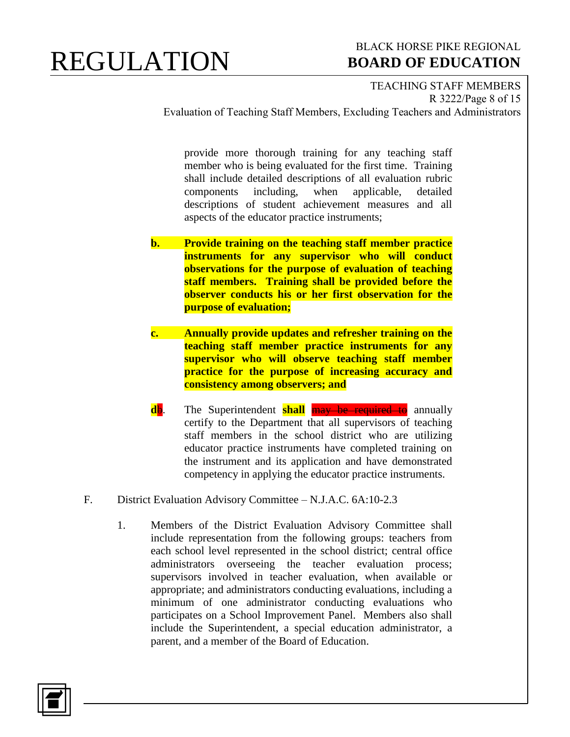provide more thorough training for any teaching staff member who is being evaluated for the first time. Training shall include detailed descriptions of all evaluation rubric components including, when applicable, detailed descriptions of student achievement measures and all aspects of the educator practice instruments;

**b.** **Provide training on the teaching staff member practice instruments for any supervisor who will conduct observations for the purpose of evaluation of teaching staff members. Training shall be provided before the observer conducts his or her first observation for the purpose of evaluation;**

**c.** **Annually provide updates and refresher training on the teaching staff member practice instruments for any supervisor who will observe teaching staff member practice for the purpose of increasing accuracy and consistency among observers; and**

**d**~~b~~. The Superintendent **shall** ~~may be required to~~ annually certify to the Department that all supervisors of teaching staff members in the school district who are utilizing educator practice instruments have completed training on the instrument and its application and have demonstrated competency in applying the educator practice instruments.

F. District Evaluation Advisory Committee – N.J.A.C. 6A:10-2.3

1. Members of the District Evaluation Advisory Committee shall include representation from the following groups: teachers from each school level represented in the school district; central office administrators overseeing the teacher evaluation process; supervisors involved in teacher evaluation, when available or appropriate; and administrators conducting evaluations, including a minimum of one administrator conducting evaluations who participates on a School Improvement Panel. Members also shall include the Superintendent, a special education administrator, a parent, and a member of the Board of Education.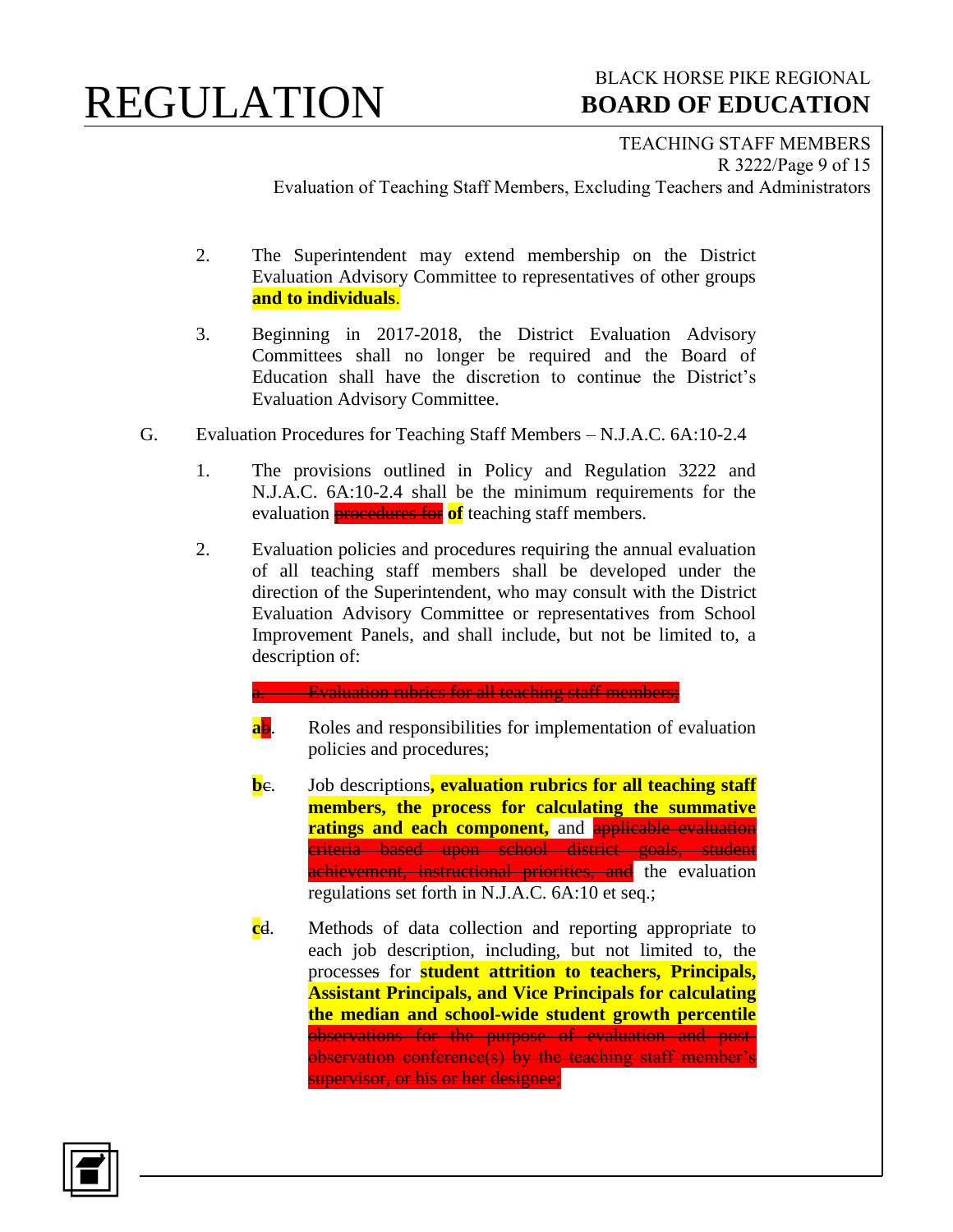2. The Superintendent may extend membership on the District Evaluation Advisory Committee to representatives of other groups **and to individuals**.

3. Beginning in 2017-2018, the District Evaluation Advisory Committees shall no longer be required and the Board of Education shall have the discretion to continue the District's Evaluation Advisory Committee.

G. Evaluation Procedures for Teaching Staff Members – N.J.A.C. 6A:10-2.4

1. The provisions outlined in Policy and Regulation 3222 and N.J.A.C. 6A:10-2.4 shall be the minimum requirements for the evaluation ~~procedures for~~ **of** teaching staff members.

2. Evaluation policies and procedures requiring the annual evaluation of all teaching staff members shall be developed under the direction of the Superintendent, who may consult with the District Evaluation Advisory Committee or representatives from School Improvement Panels, and shall include, but not be limited to, a description of:

~~a. Evaluation rubrics for all teaching staff members;~~

**a**~~b~~. Roles and responsibilities for implementation of evaluation policies and procedures;

**b**~~c~~. Job descriptions**, evaluation rubrics for all teaching staff members, the process for calculating the summative ratings and each component,** and ~~applicable evaluation criteria based upon school district goals, student achievement, instructional priorities, and~~ the evaluation regulations set forth in N.J.A.C. 6A:10 et seq.;

**c**~~d~~. Methods of data collection and reporting appropriate to each job description, including, but not limited to, the processe~~s~~ for **student attrition to teachers, Principals, Assistant Principals, and Vice Principals for calculating the median and school-wide student growth percentile** ~~observations for the purpose of evaluation and post-observation conference(s) by the teaching staff member's supervisor, or his or her designee;~~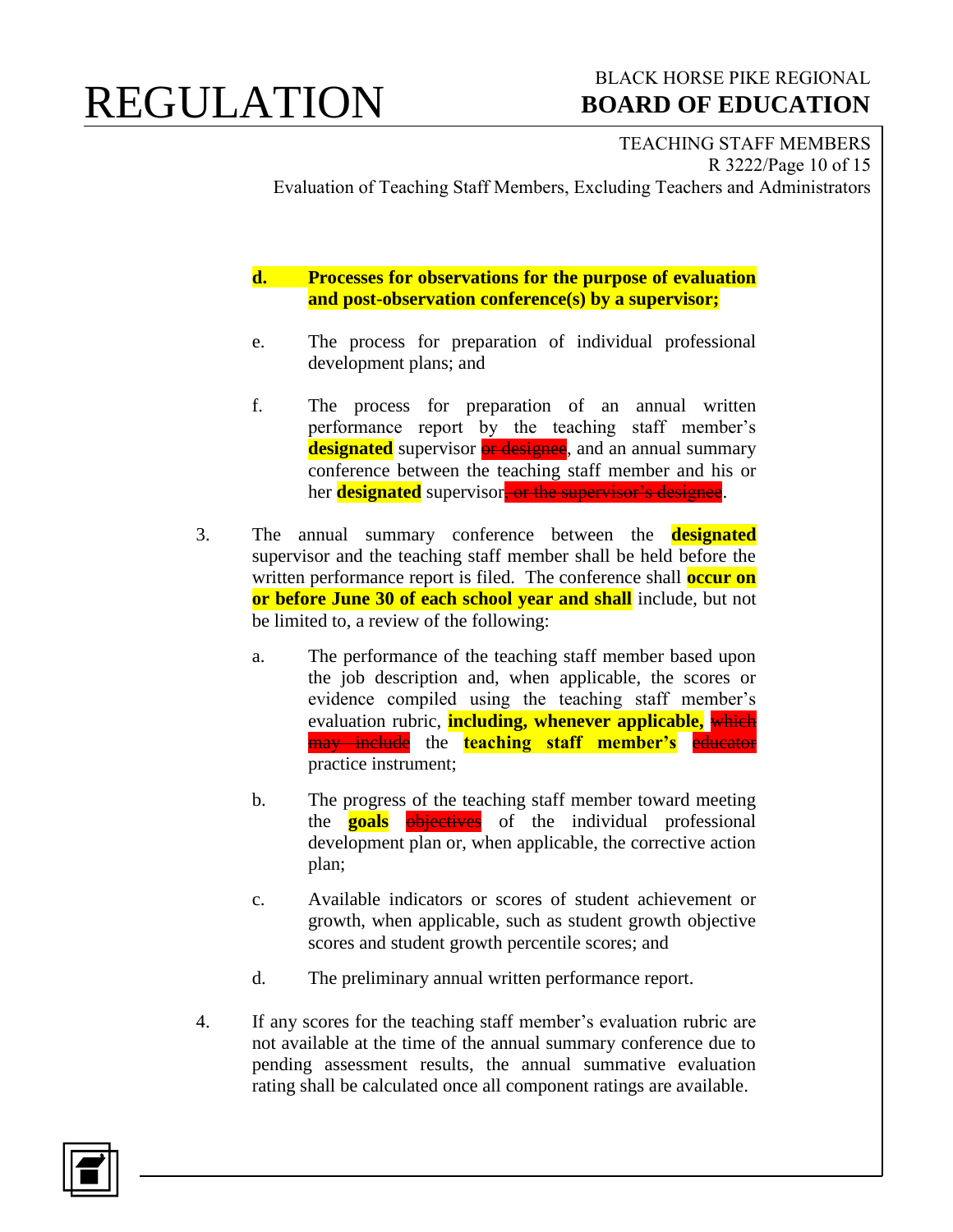d. **Processes for observations for the purpose of evaluation and post-observation conference(s) by a supervisor;**

e. The process for preparation of individual professional development plans; and

f. The process for preparation of an annual written performance report by the teaching staff member's **designated** supervisor ~~or designee~~, and an annual summary conference between the teaching staff member and his or her **designated** supervisor~~, or the supervisor's designee~~.

3. The annual summary conference between the **designated** supervisor and the teaching staff member shall be held before the written performance report is filed. The conference shall **occur on or before June 30 of each school year and shall** include, but not be limited to, a review of the following:

   a. The performance of the teaching staff member based upon the job description and, when applicable, the scores or evidence compiled using the teaching staff member's evaluation rubric, **including, whenever applicable,** ~~which may include~~ the **teaching staff member's** ~~educator~~ practice instrument;

   b. The progress of the teaching staff member toward meeting the **goals** ~~objectives~~ of the individual professional development plan or, when applicable, the corrective action plan;

   c. Available indicators or scores of student achievement or growth, when applicable, such as student growth objective scores and student growth percentile scores; and

   d. The preliminary annual written performance report.

4. If any scores for the teaching staff member's evaluation rubric are not available at the time of the annual summary conference due to pending assessment results, the annual summative evaluation rating shall be calculated once all component ratings are available.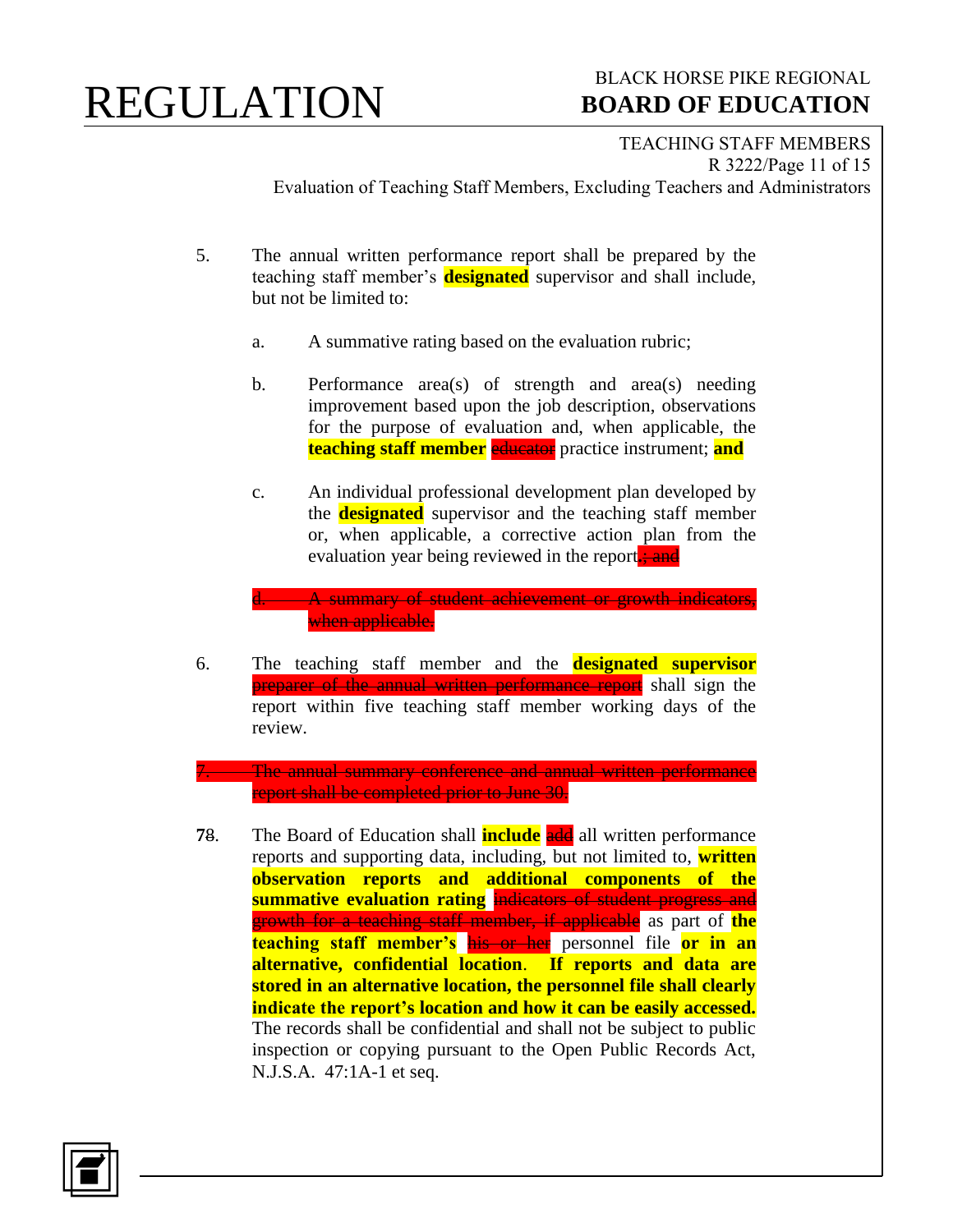5. The annual written performance report shall be prepared by the teaching staff member's **designated** supervisor and shall include, but not be limited to:

   a. A summative rating based on the evaluation rubric;

   b. Performance area(s) of strength and area(s) needing improvement based upon the job description, observations for the purpose of evaluation and, when applicable, the **teaching staff member** ~~educator~~ practice instrument; **and**

   c. An individual professional development plan developed by the **designated** supervisor and the teaching staff member or, when applicable, a corrective action plan from the evaluation year being reviewed in the report.~~; and~~

   ~~d. A summary of student achievement or growth indicators, when applicable.~~

6. The teaching staff member and the **designated supervisor** ~~preparer of the annual written performance report~~ shall sign the report within five teaching staff member working days of the review.

~~7. The annual summary conference and annual written performance report shall be completed prior to June 30.~~

**7**~~8~~. The Board of Education shall **include** ~~add~~ all written performance reports and supporting data, including, but not limited to, **written observation reports and additional components of the summative evaluation rating** ~~indicators of student progress and growth for a teaching staff member, if applicable~~ as part of **the teaching staff member's** ~~his or her~~ personnel file **or in an alternative, confidential location**. **If reports and data are stored in an alternative location, the personnel file shall clearly indicate the report's location and how it can be easily accessed.** The records shall be confidential and shall not be subject to public inspection or copying pursuant to the Open Public Records Act, N.J.S.A. 47:1A-1 et seq.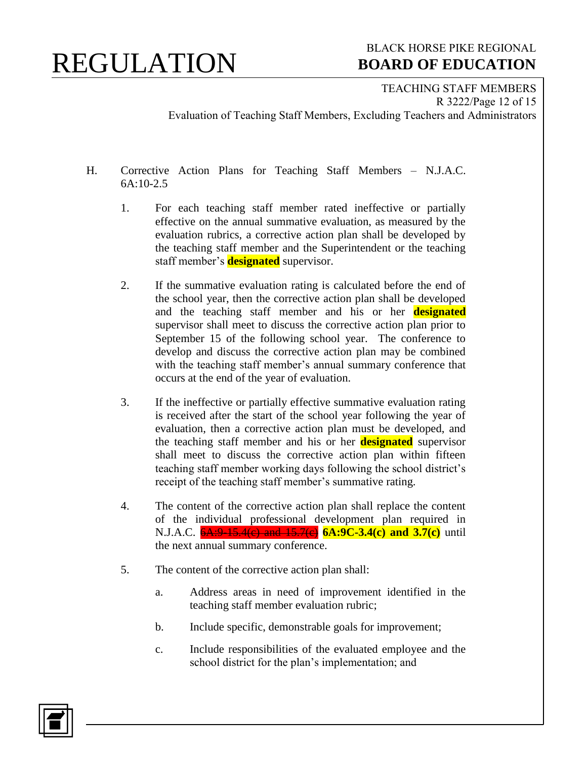H. Corrective Action Plans for Teaching Staff Members – N.J.A.C. 6A:10-2.5

1. For each teaching staff member rated ineffective or partially effective on the annual summative evaluation, as measured by the evaluation rubrics, a corrective action plan shall be developed by the teaching staff member and the Superintendent or the teaching staff member's **designated** supervisor.

2. If the summative evaluation rating is calculated before the end of the school year, then the corrective action plan shall be developed and the teaching staff member and his or her **designated** supervisor shall meet to discuss the corrective action plan prior to September 15 of the following school year. The conference to develop and discuss the corrective action plan may be combined with the teaching staff member's annual summary conference that occurs at the end of the year of evaluation.

3. If the ineffective or partially effective summative evaluation rating is received after the start of the school year following the year of evaluation, then a corrective action plan must be developed, and the teaching staff member and his or her **designated** supervisor shall meet to discuss the corrective action plan within fifteen teaching staff member working days following the school district's receipt of the teaching staff member's summative rating.

4. The content of the corrective action plan shall replace the content of the individual professional development plan required in N.J.A.C. ~~6A:9-15.4(c) and 15.7(c)~~ **6A:9C-3.4(c) and 3.7(c)** until the next annual summary conference.

5. The content of the corrective action plan shall:

   a. Address areas in need of improvement identified in the teaching staff member evaluation rubric;

   b. Include specific, demonstrable goals for improvement;

   c. Include responsibilities of the evaluated employee and the school district for the plan's implementation; and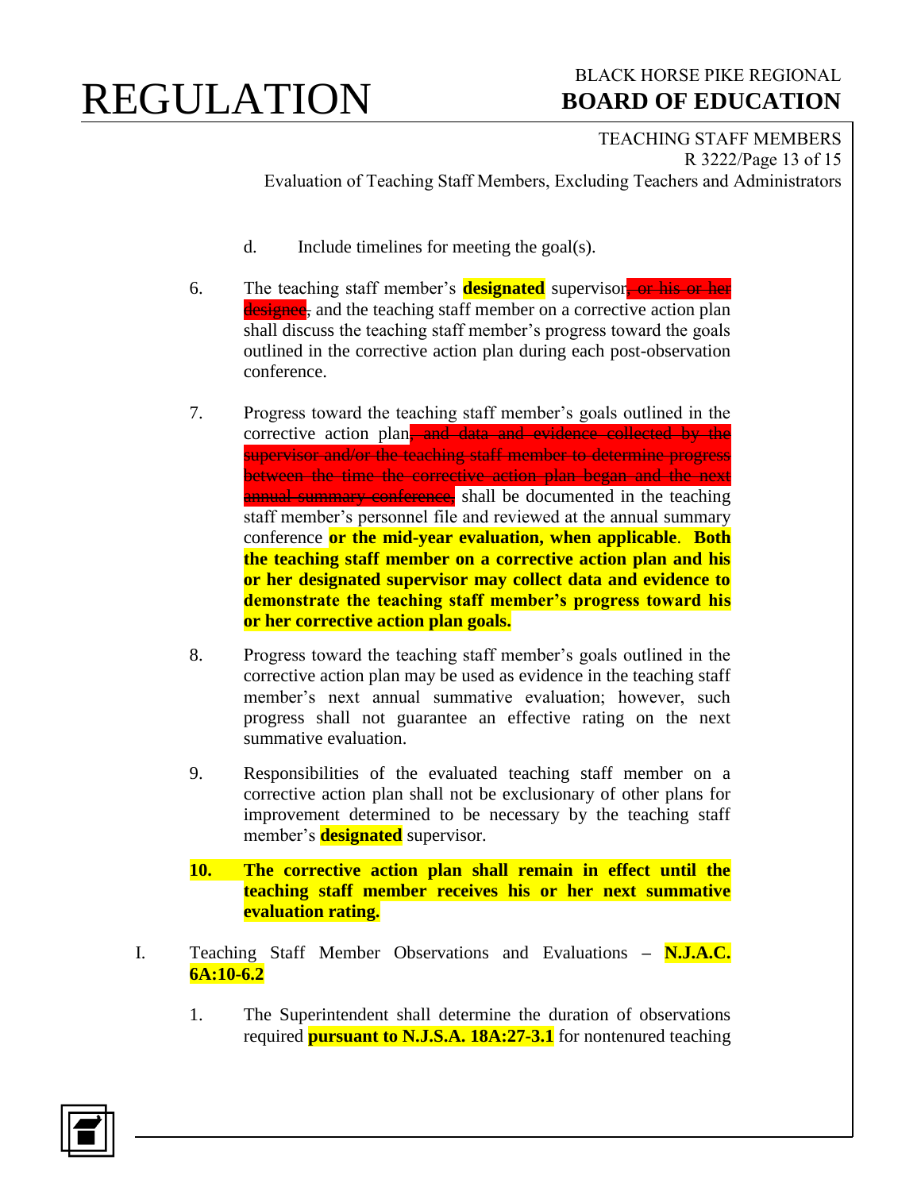d. Include timelines for meeting the goal(s).

6. The teaching staff member's **designated** supervisor~~, or his or her designee~~, and the teaching staff member on a corrective action plan shall discuss the teaching staff member's progress toward the goals outlined in the corrective action plan during each post-observation conference.

7. Progress toward the teaching staff member's goals outlined in the corrective action plan~~, and data and evidence collected by the supervisor and/or the teaching staff member to determine progress between the time the corrective action plan began and the next annual summary conference,~~ shall be documented in the teaching staff member's personnel file and reviewed at the annual summary conference **or the mid-year evaluation, when applicable**. **Both the teaching staff member on a corrective action plan and his or her designated supervisor may collect data and evidence to demonstrate the teaching staff member's progress toward his or her corrective action plan goals.**

8. Progress toward the teaching staff member's goals outlined in the corrective action plan may be used as evidence in the teaching staff member's next annual summative evaluation; however, such progress shall not guarantee an effective rating on the next summative evaluation.

9. Responsibilities of the evaluated teaching staff member on a corrective action plan shall not be exclusionary of other plans for improvement determined to be necessary by the teaching staff member's **designated** supervisor.

**10. The corrective action plan shall remain in effect until the teaching staff member receives his or her next summative evaluation rating.**

I. Teaching Staff Member Observations and Evaluations – **N.J.A.C. 6A:10-6.2**

1. The Superintendent shall determine the duration of observations required **pursuant to N.J.S.A. 18A:27-3.1** for nontenured teaching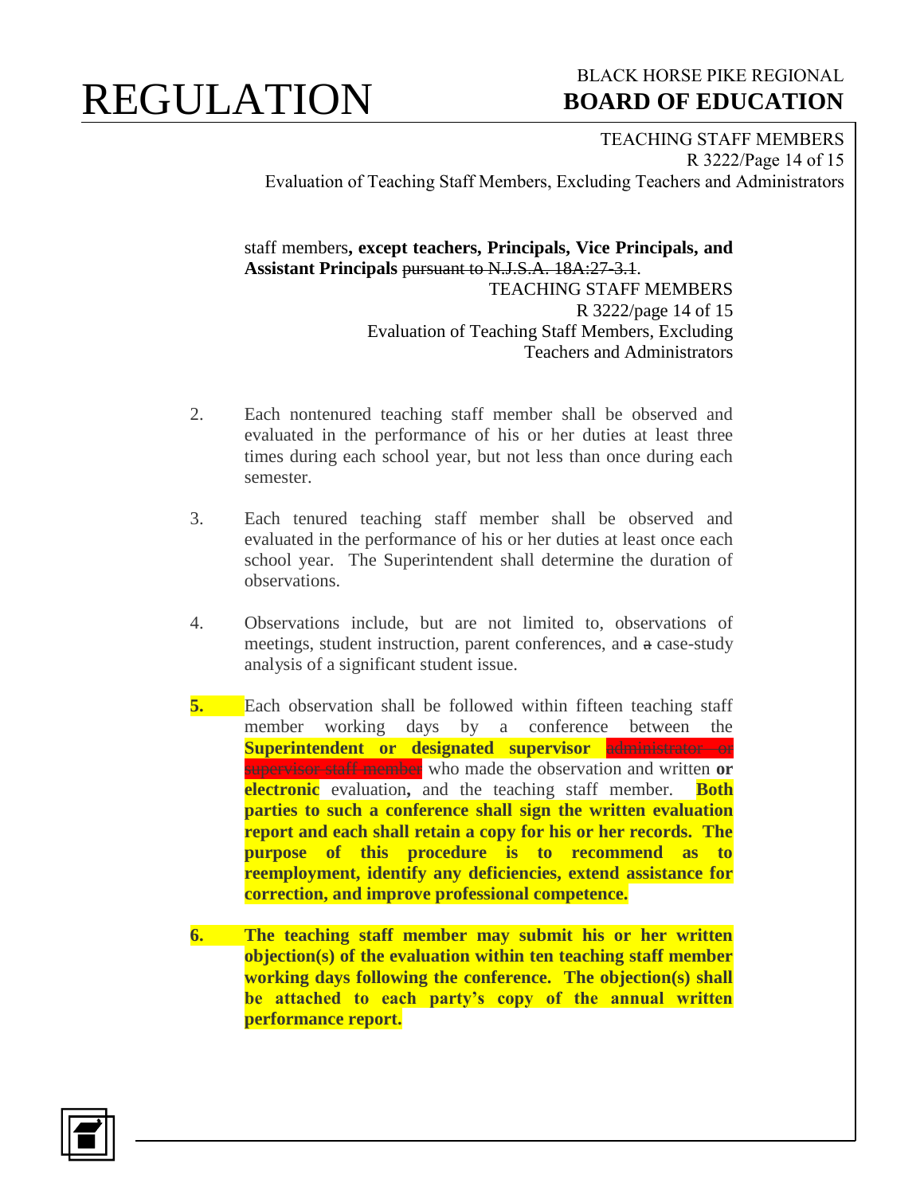staff members**, except teachers, Principals, Vice Principals, and Assistant Principals** ~~pursuant to N.J.S.A. 18A:27-3.1~~.

2. Each nontenured teaching staff member shall be observed and evaluated in the performance of his or her duties at least three times during each school year, but not less than once during each semester.

3. Each tenured teaching staff member shall be observed and evaluated in the performance of his or her duties at least once each school year. The Superintendent shall determine the duration of observations.

4. Observations include, but are not limited to, observations of meetings, student instruction, parent conferences, and ~~a~~ case-study analysis of a significant student issue.

5. Each observation shall be followed within fifteen teaching staff member working days by a conference between the **Superintendent or designated supervisor** ~~administrator or supervisor staff member~~ who made the observation and written **or electronic** evaluation**,** and the teaching staff member. **Both parties to such a conference shall sign the written evaluation report and each shall retain a copy for his or her records. The purpose of this procedure is to recommend as to reemployment, identify any deficiencies, extend assistance for correction, and improve professional competence.**

6. **The teaching staff member may submit his or her written objection(s) of the evaluation within ten teaching staff member working days following the conference. The objection(s) shall be attached to each party's copy of the annual written performance report.**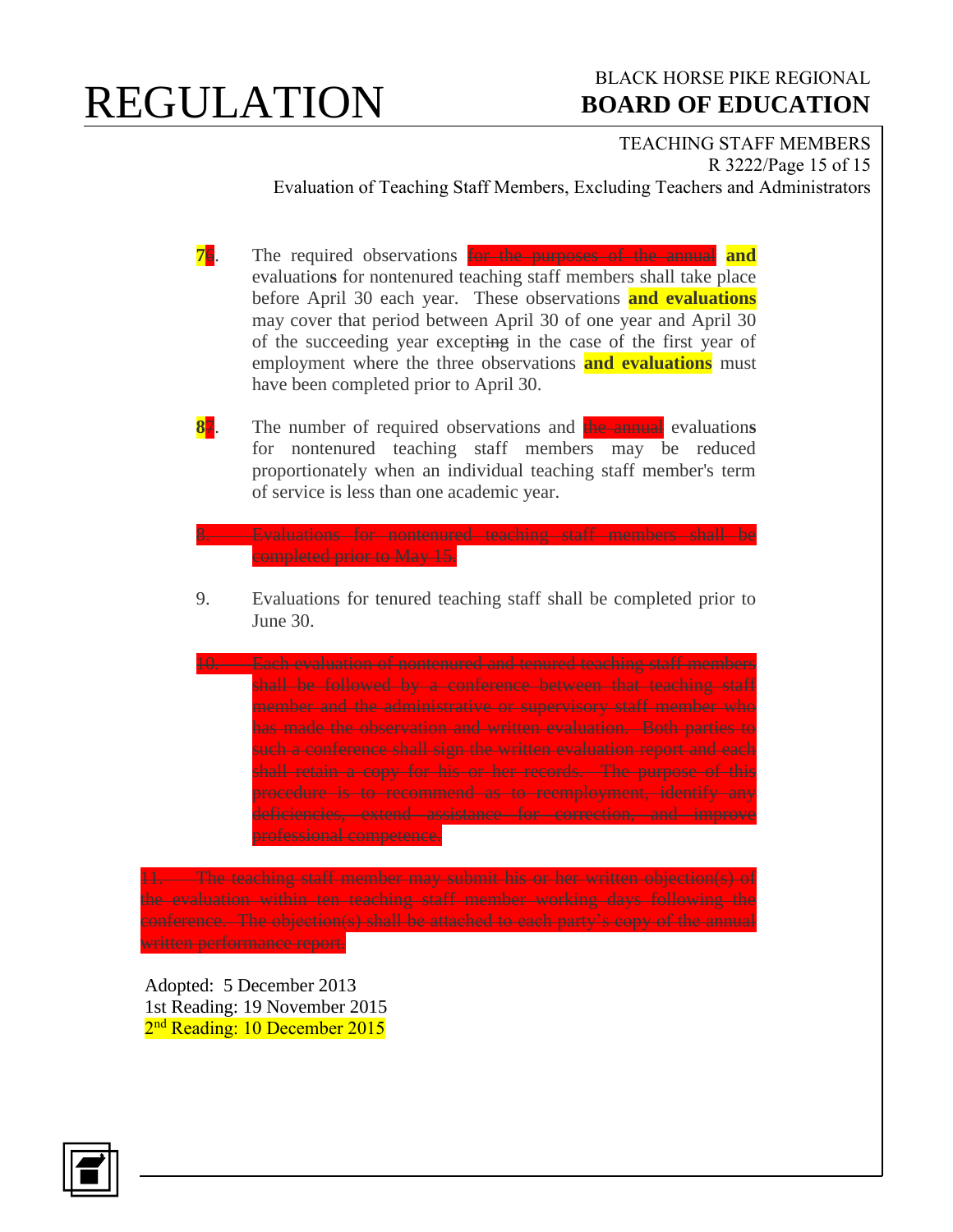76. The required observations ~~for the purposes of the annual~~ **and** evaluation**s** for nontenured teaching staff members shall take place before April 30 each year. These observations **and evaluations** may cover that period between April 30 of one year and April 30 of the succeeding year excep~~ting~~t in the case of the first year of employment where the three observations **and evaluations** must have been completed prior to April 30.

87. The number of required observations and ~~the annual~~ evaluation**s** for nontenured teaching staff members may be reduced proportionately when an individual teaching staff member's term of service is less than one academic year.

~~8. Evaluations for nontenured teaching staff members shall be completed prior to May 15.~~

9. Evaluations for tenured teaching staff shall be completed prior to June 30.

~~10. Each evaluation of nontenured and tenured teaching staff members shall be followed by a conference between that teaching staff member and the administrative or supervisory staff member who has made the observation and written evaluation. Both parties to such a conference shall sign the written evaluation report and each shall retain a copy for his or her records. The purpose of this procedure is to recommend as to reemployment, identify any deficiencies, extend assistance for correction, and improve professional competence.~~

~~11. The teaching staff member may submit his or her written objection(s) of the evaluation within ten teaching staff member working days following the conference. The objection(s) shall be attached to each party's copy of the annual written performance report.~~

Adopted: 5 December 2013
1st Reading: 19 November 2015
2nd Reading: 10 December 2015